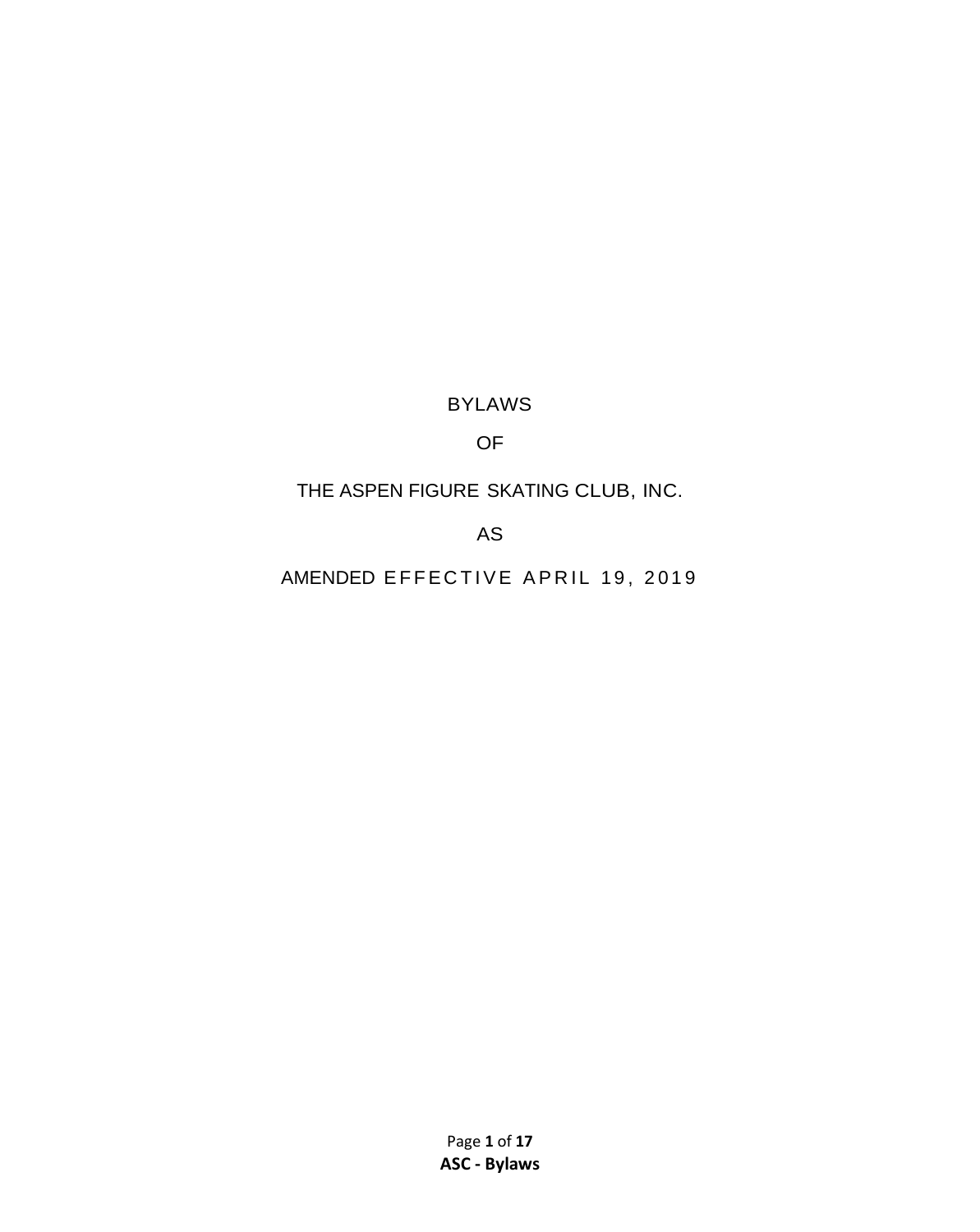# BYLAWS

# OF

# THE ASPEN FIGURE SKATING CLUB, INC.

# AS

# AMENDED EFFECTIVE APRIL 19, 2019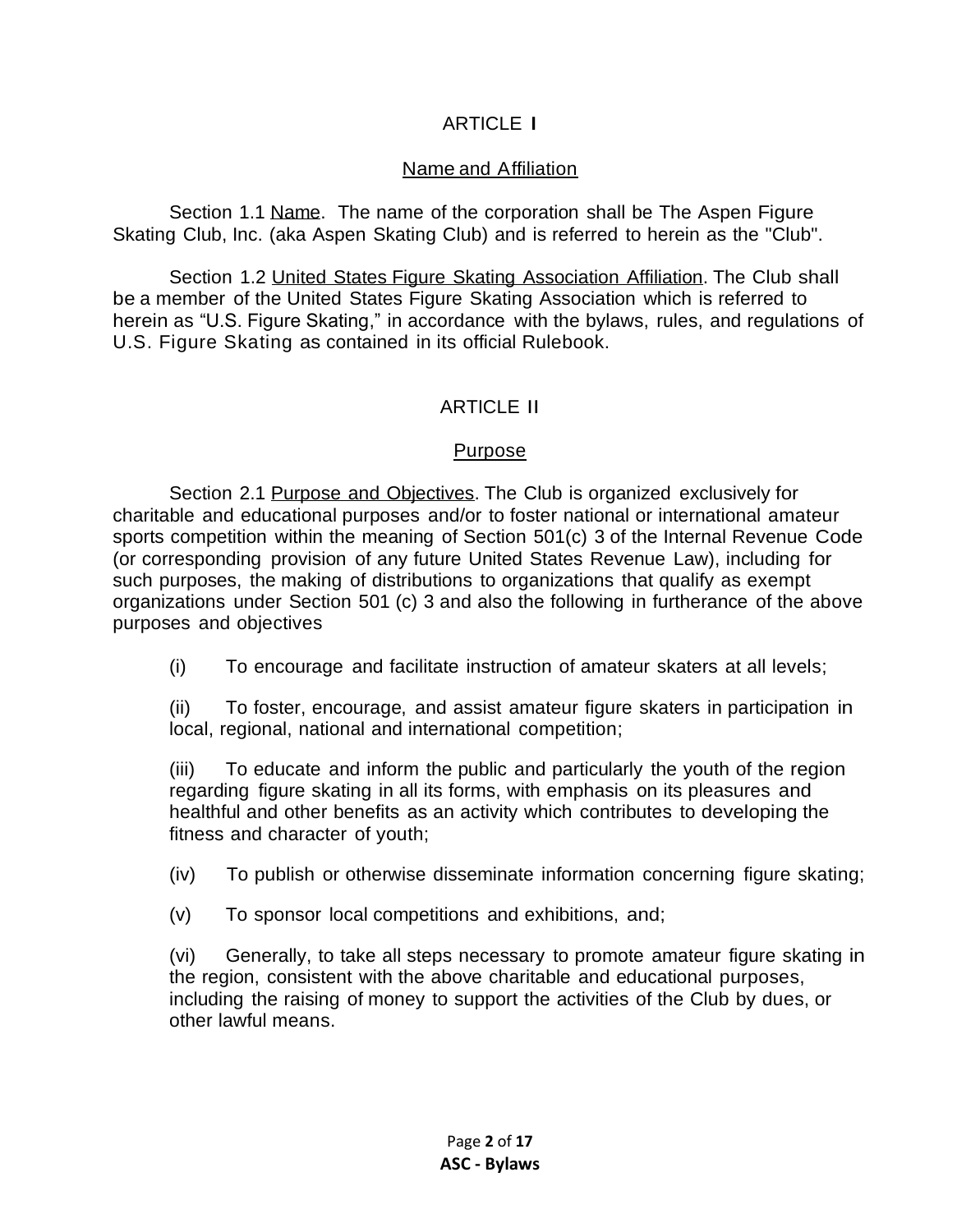## ARTICLE I

### Name and Affiliation

Section 1.1 Name. The name of the corporation shall be The Aspen Figure Skating Club, Inc. (aka Aspen Skating Club) and is referred to herein as the "Club".

Section 1.2 United States Figure Skating Association Affiliation. The Club shall be a member of the United States Figure Skating Association which is referred to herein as "U.S. Figure Skating," in accordance with the bylaws, rules, and regulations of U.S. Figure Skating as contained in its official Rulebook.

## ARTICLE II

### Purpose

Section 2.1 Purpose and Objectives. The Club is organized exclusively for charitable and educational purposes and/or to foster national or international amateur sports competition within the meaning of Section 501(c) 3 of the Internal Revenue Code (or corresponding provision of any future United States Revenue Law), including for such purposes, the making of distributions to organizations that qualify as exempt organizations under Section 501 (c) 3 and also the following in furtherance of the above purposes and objectives

(i) To encourage and facilitate instruction of amateur skaters at all levels;

(ii) To foster, encourage, and assist amateur figure skaters in participation in local, regional, national and international competition;

(iii) To educate and inform the public and particularly the youth of the region regarding figure skating in all its forms, with emphasis on its pleasures and healthful and other benefits as an activity which contributes to developing the fitness and character of youth;

(iv) To publish or otherwise disseminate information concerning figure skating;

(v) To sponsor local competitions and exhibitions, and;

(vi) Generally, to take all steps necessary to promote amateur figure skating in the region, consistent with the above charitable and educational purposes, including the raising of money to support the activities of the Club by dues, or other lawful means.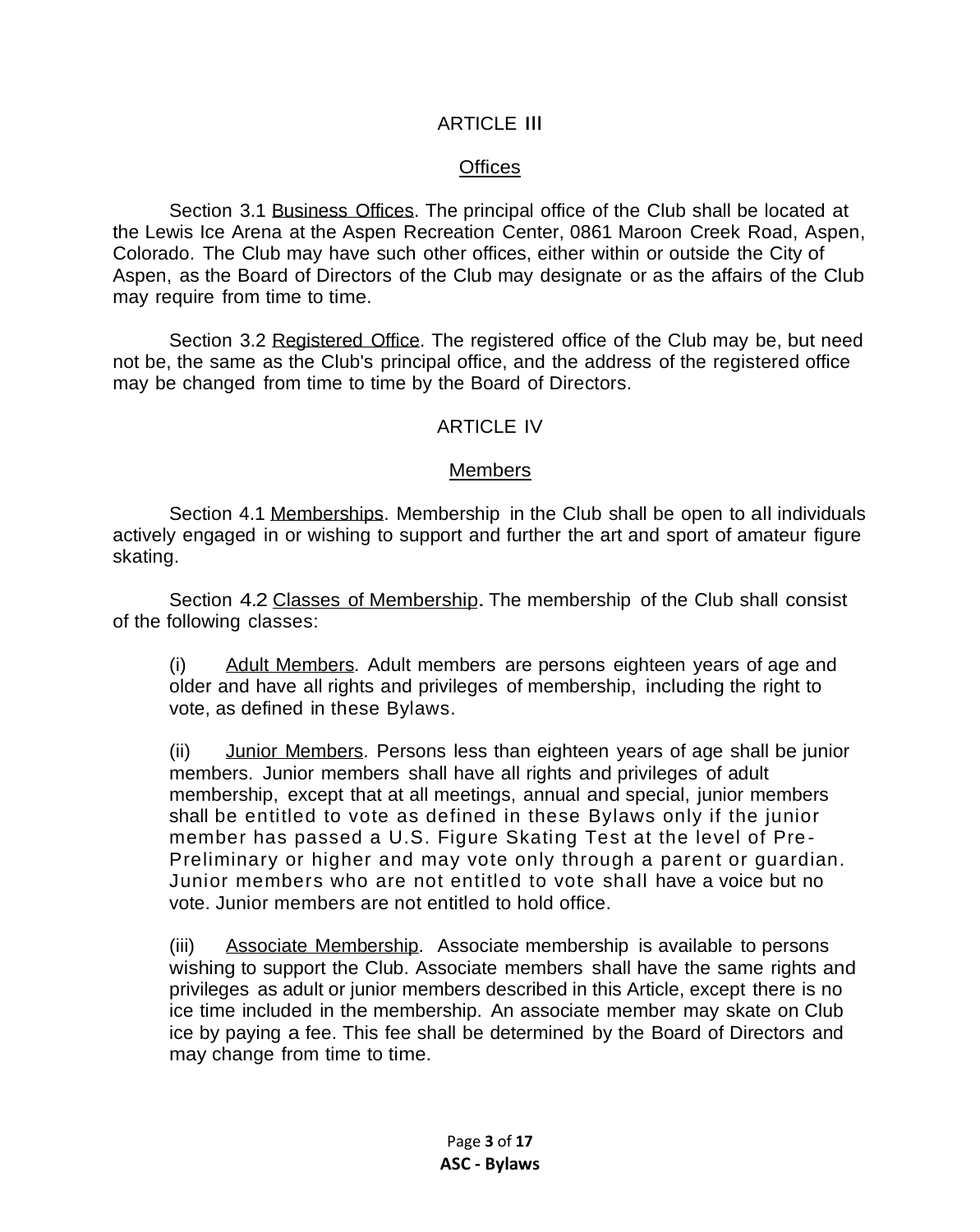## ARTICLE III

### Offices

Section 3.1 Business Offices. The principal office of the Club shall be located at the Lewis Ice Arena at the Aspen Recreation Center, 0861 Maroon Creek Road, Aspen, Colorado. The Club may have such other offices, either within or outside the City of Aspen, as the Board of Directors of the Club may designate or as the affairs of the Club may require from time to time.

Section 3.2 Registered Office. The registered office of the Club may be, but need not be, the same as the Club's principal office, and the address of the registered office may be changed from time to time by the Board of Directors.

## ARTICLE IV

### Members

Section 4.1 Memberships. Membership in the Club shall be open to all individuals actively engaged in or wishing to support and further the art and sport of amateur figure skating.

Section 4.2 Classes of Membership. The membership of the Club shall consist of the following classes:

(i) Adult Members. Adult members are persons eighteen years of age and older and have all rights and privileges of membership, including the right to vote, as defined in these Bylaws.

(ii) Junior Members. Persons less than eighteen years of age shall be junior members. Junior members shall have all rights and privileges of adult membership, except that at all meetings, annual and special, junior members shall be entitled to vote as defined in these Bylaws only if the junior member has passed a U.S. Figure Skating Test at the level of Pre-Preliminary or higher and may vote only through a parent or guardian. Junior members who are not entitled to vote shall have a voice but no vote. Junior members are not entitled to hold office.

(iii) Associate Membership. Associate membership is available to persons wishing to support the Club. Associate members shall have the same rights and privileges as adult or junior members described in this Article, except there is no ice time included in the membership. An associate member may skate on Club ice by paying a fee. This fee shall be determined by the Board of Directors and may change from time to time.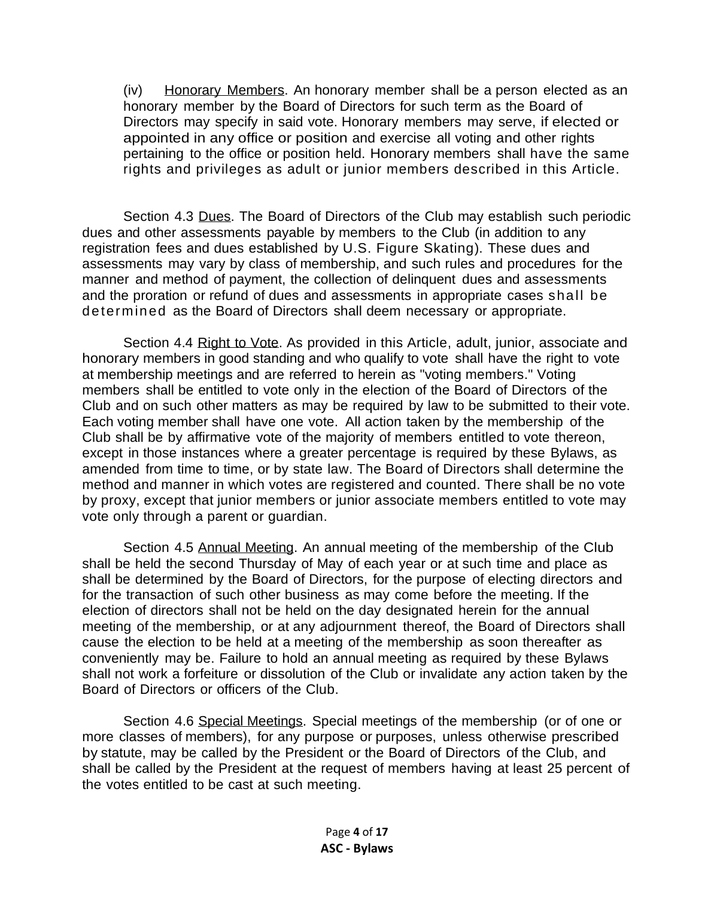(iv) Honorary Members. An honorary member shall be a person elected as an honorary member by the Board of Directors for such term as the Board of Directors may specify in said vote. Honorary members may serve, if elected or appointed in any office or position and exercise all voting and other rights pertaining to the office or position held. Honorary members shall have the same rights and privileges as adult or junior members described in this Article.

Section 4.3 Dues. The Board of Directors of the Club may establish such periodic dues and other assessments payable by members to the Club (in addition to any registration fees and dues established by U.S. Figure Skating). These dues and assessments may vary by class of membership, and such rules and procedures for the manner and method of payment, the collection of delinquent dues and assessments and the proration or refund of dues and assessments in appropriate cases shall be determined as the Board of Directors shall deem necessary or appropriate.

Section 4.4 Right to Vote. As provided in this Article, adult, junior, associate and honorary members in good standing and who qualify to vote shall have the right to vote at membership meetings and are referred to herein as "voting members." Voting members shall be entitled to vote only in the election of the Board of Directors of the Club and on such other matters as may be required by law to be submitted to their vote. Each voting member shall have one vote. All action taken by the membership of the Club shall be by affirmative vote of the majority of members entitled to vote thereon, except in those instances where a greater percentage is required by these Bylaws, as amended from time to time, or by state law. The Board of Directors shall determine the method and manner in which votes are registered and counted. There shall be no vote by proxy, except that junior members or junior associate members entitled to vote may vote only through a parent or guardian.

Section 4.5 Annual Meeting. An annual meeting of the membership of the Club shall be held the second Thursday of May of each year or at such time and place as shall be determined by the Board of Directors, for the purpose of electing directors and for the transaction of such other business as may come before the meeting. If the election of directors shall not be held on the day designated herein for the annual meeting of the membership, or at any adjournment thereof, the Board of Directors shall cause the election to be held at a meeting of the membership as soon thereafter as conveniently may be. Failure to hold an annual meeting as required by these Bylaws shall not work a forfeiture or dissolution of the Club or invalidate any action taken by the Board of Directors or officers of the Club.

Section 4.6 Special Meetings. Special meetings of the membership (or of one or more classes of members), for any purpose or purposes, unless otherwise prescribed by statute, may be called by the President or the Board of Directors of the Club, and shall be called by the President at the request of members having at least 25 percent of the votes entitled to be cast at such meeting.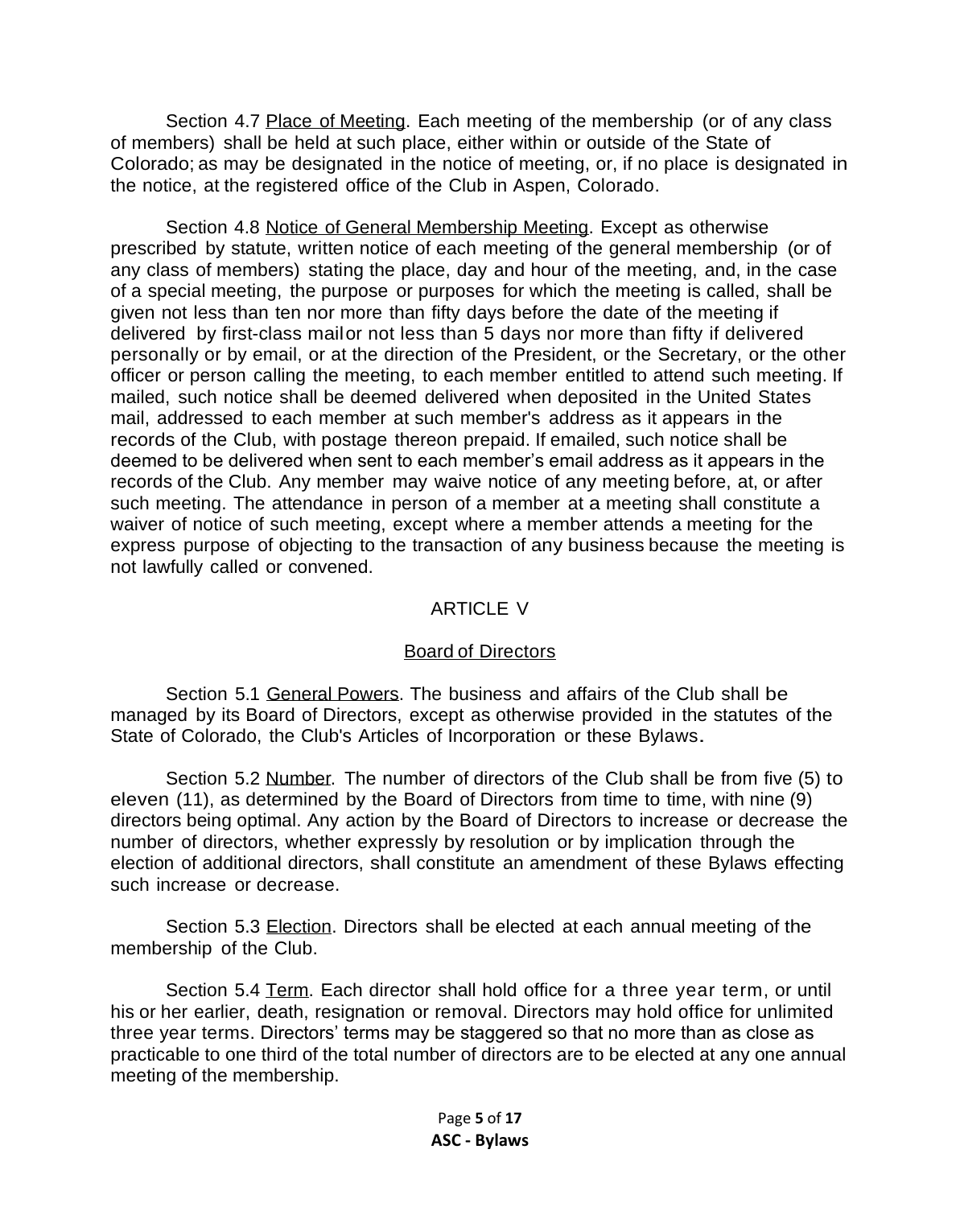Section 4.7 Place of Meeting. Each meeting of the membership (or of any class of members) shall be held at such place, either within or outside of the State of Colorado; as may be designated in the notice of meeting, or, if no place is designated in the notice, at the registered office of the Club in Aspen, Colorado.

Section 4.8 Notice of General Membership Meeting. Except as otherwise prescribed by statute, written notice of each meeting of the general membership (or of any class of members) stating the place, day and hour of the meeting, and, in the case of a special meeting, the purpose or purposes for which the meeting is called, shall be given not less than ten nor more than fifty days before the date of the meeting if delivered by first-class mailor not less than 5 days nor more than fifty if delivered personally or by email, or at the direction of the President, or the Secretary, or the other officer or person calling the meeting, to each member entitled to attend such meeting. If mailed, such notice shall be deemed delivered when deposited in the United States mail, addressed to each member at such member's address as it appears in the records of the Club, with postage thereon prepaid. If emailed, such notice shall be deemed to be delivered when sent to each member's email address as it appears in the records of the Club. Any member may waive notice of any meeting before, at, or after such meeting. The attendance in person of a member at a meeting shall constitute a waiver of notice of such meeting, except where a member attends a meeting for the express purpose of objecting to the transaction of any business because the meeting is not lawfully called or convened.

## ARTICLE V

### Board of Directors

Section 5.1 General Powers. The business and affairs of the Club shall be managed by its Board of Directors, except as otherwise provided in the statutes of the State of Colorado, the Club's Articles of Incorporation or these Bylaws.

Section 5.2 Number. The number of directors of the Club shall be from five (5) to eleven (11), as determined by the Board of Directors from time to time, with nine (9) directors being optimal. Any action by the Board of Directors to increase or decrease the number of directors, whether expressly by resolution or by implication through the election of additional directors, shall constitute an amendment of these Bylaws effecting such increase or decrease.

Section 5.3 Election. Directors shall be elected at each annual meeting of the membership of the Club.

Section 5.4 Term. Each director shall hold office for a three year term, or until his or her earlier, death, resignation or removal. Directors may hold office for unlimited three year terms. Directors' terms may be staggered so that no more than as close as practicable to one third of the total number of directors are to be elected at any one annual meeting of the membership.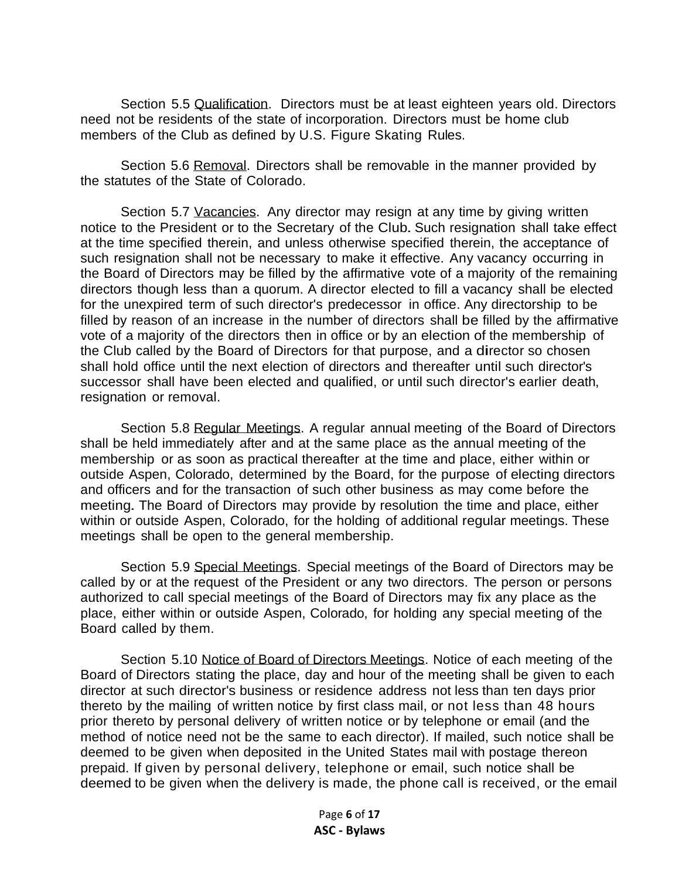Section 5.5 Qualification. Directors must be at least eighteen years old. Directors need not be residents of the state of incorporation. Directors must be home club members of the Club as defined by U.S. Figure Skating Rules.

Section 5.6 Removal. Directors shall be removable in the manner provided by the statutes of the State of Colorado.

Section 5.7 Vacancies. Any director may resign at any time by giving written notice to the President or to the Secretary of the Club. Such resignation shall take effect at the time specified therein, and unless otherwise specified therein, the acceptance of such resignation shall not be necessary to make it effective. Any vacancy occurring in the Board of Directors may be filled by the affirmative vote of a majority of the remaining directors though less than a quorum. A director elected to fill a vacancy shall be elected for the unexpired term of such director's predecessor in office. Any directorship to be filled by reason of an increase in the number of directors shall be filled by the affirmative vote of a majority of the directors then in office or by an election of the membership of the Club called by the Board of Directors for that purpose, and a director so chosen shall hold office until the next election of directors and thereafter until such director's successor shall have been elected and qualified, or until such director's earlier death, resignation or removal.

Section 5.8 Regular Meetings. A regular annual meeting of the Board of Directors shall be held immediately after and at the same place as the annual meeting of the membership or as soon as practical thereafter at the time and place, either within or outside Aspen, Colorado, determined by the Board, for the purpose of electing directors and officers and for the transaction of such other business as may come before the meeting. The Board of Directors may provide by resolution the time and place, either within or outside Aspen, Colorado, for the holding of additional regular meetings. These meetings shall be open to the general membership.

Section 5.9 Special Meetings. Special meetings of the Board of Directors may be called by or at the request of the President or any two directors. The person or persons authorized to call special meetings of the Board of Directors may fix any place as the place, either within or outside Aspen, Colorado, for holding any special meeting of the Board called by them.

Section 5.10 Notice of Board of Directors Meetings. Notice of each meeting of the Board of Directors stating the place, day and hour of the meeting shall be given to each director at such director's business or residence address not less than ten days prior thereto by the mailing of written notice by first class mail, or not less than 48 hours prior thereto by personal delivery of written notice or by telephone or email (and the method of notice need not be the same to each director). If mailed, such notice shall be deemed to be given when deposited in the United States mail with postage thereon prepaid. If given by personal delivery, telephone or email, such notice shall be deemed to be given when the delivery is made, the phone call is received, or the email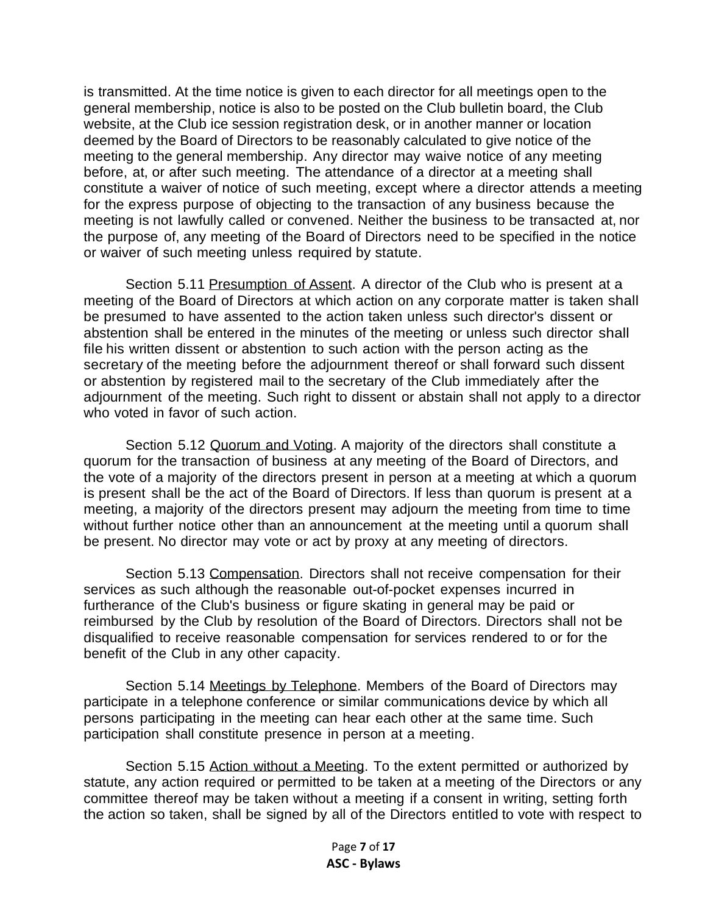is transmitted. At the time notice is given to each director for all meetings open to the general membership, notice is also to be posted on the Club bulletin board, the Club website, at the Club ice session registration desk, or in another manner or location deemed by the Board of Directors to be reasonably calculated to give notice of the meeting to the general membership. Any director may waive notice of any meeting before, at, or after such meeting. The attendance of a director at a meeting shall constitute a waiver of notice of such meeting, except where a director attends a meeting for the express purpose of objecting to the transaction of any business because the meeting is not lawfully called or convened. Neither the business to be transacted at, nor the purpose of, any meeting of the Board of Directors need to be specified in the notice or waiver of such meeting unless required by statute.

Section 5.11 Presumption of Assent. A director of the Club who is present at a meeting of the Board of Directors at which action on any corporate matter is taken shall be presumed to have assented to the action taken unless such director's dissent or abstention shall be entered in the minutes of the meeting or unless such director shall file his written dissent or abstention to such action with the person acting as the secretary of the meeting before the adjournment thereof or shall forward such dissent or abstention by registered mail to the secretary of the Club immediately after the adjournment of the meeting. Such right to dissent or abstain shall not apply to a director who voted in favor of such action.

Section 5.12 Quorum and Voting. A majority of the directors shall constitute a quorum for the transaction of business at any meeting of the Board of Directors, and the vote of a majority of the directors present in person at a meeting at which a quorum is present shall be the act of the Board of Directors. If less than quorum is present at a meeting, a majority of the directors present may adjourn the meeting from time to time without further notice other than an announcement at the meeting until a quorum shall be present. No director may vote or act by proxy at any meeting of directors.

Section 5.13 Compensation. Directors shall not receive compensation for their services as such although the reasonable out-of-pocket expenses incurred in furtherance of the Club's business or figure skating in general may be paid or reimbursed by the Club by resolution of the Board of Directors. Directors shall not be disqualified to receive reasonable compensation for services rendered to or for the benefit of the Club in any other capacity.

Section 5.14 Meetings by Telephone. Members of the Board of Directors may participate in a telephone conference or similar communications device by which all persons participating in the meeting can hear each other at the same time. Such participation shall constitute presence in person at a meeting.

Section 5.15 Action without a Meeting. To the extent permitted or authorized by statute, any action required or permitted to be taken at a meeting of the Directors or any committee thereof may be taken without a meeting if a consent in writing, setting forth the action so taken, shall be signed by all of the Directors entitled to vote with respect to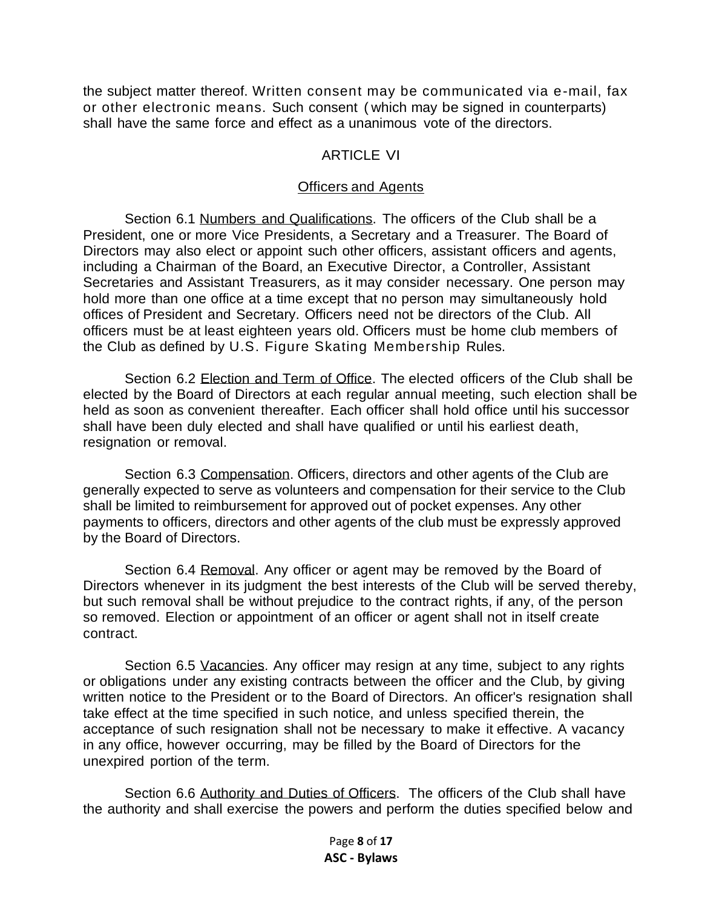the subject matter thereof. Written consent may be communicated via e-mail, fax or other electronic means. Such consent (which may be signed in counterparts) shall have the same force and effect as a unanimous vote of the directors.

## ARTICLE VI

### Officers and Agents

Section 6.1 Numbers and Qualifications. The officers of the Club shall be a President, one or more Vice Presidents, a Secretary and a Treasurer. The Board of Directors may also elect or appoint such other officers, assistant officers and agents, including a Chairman of the Board, an Executive Director, a Controller, Assistant Secretaries and Assistant Treasurers, as it may consider necessary. One person may hold more than one office at a time except that no person may simultaneously hold offices of President and Secretary. Officers need not be directors of the Club. All officers must be at least eighteen years old. Officers must be home club members of the Club as defined by U.S. Figure Skating Membership Rules.

Section 6.2 Election and Term of Office. The elected officers of the Club shall be elected by the Board of Directors at each regular annual meeting, such election shall be held as soon as convenient thereafter. Each officer shall hold office until his successor shall have been duly elected and shall have qualified or until his earliest death, resignation or removal.

Section 6.3 Compensation. Officers, directors and other agents of the Club are generally expected to serve as volunteers and compensation for their service to the Club shall be limited to reimbursement for approved out of pocket expenses. Any other payments to officers, directors and other agents of the club must be expressly approved by the Board of Directors.

Section 6.4 Removal. Any officer or agent may be removed by the Board of Directors whenever in its judgment the best interests of the Club will be served thereby, but such removal shall be without prejudice to the contract rights, if any, of the person so removed. Election or appointment of an officer or agent shall not in itself create contract.

Section 6.5 Vacancies. Any officer may resign at any time, subject to any rights or obligations under any existing contracts between the officer and the Club, by giving written notice to the President or to the Board of Directors. An officer's resignation shall take effect at the time specified in such notice, and unless specified therein, the acceptance of such resignation shall not be necessary to make it effective. A vacancy in any office, however occurring, may be filled by the Board of Directors for the unexpired portion of the term.

Section 6.6 Authority and Duties of Officers. The officers of the Club shall have the authority and shall exercise the powers and perform the duties specified below and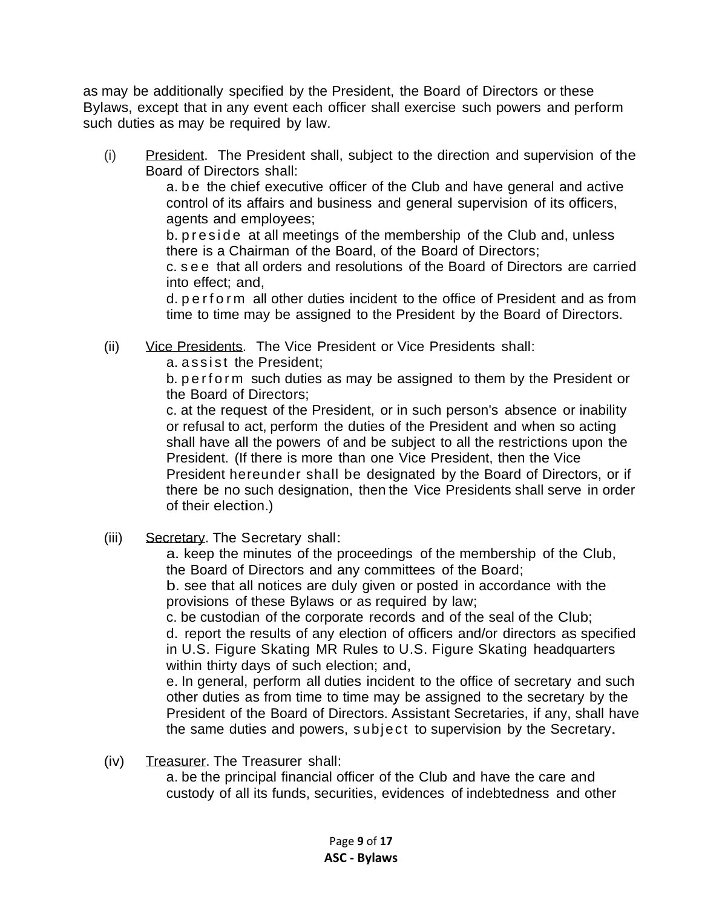as may be additionally specified by the President, the Board of Directors or these Bylaws, except that in any event each officer shall exercise such powers and perform such duties as may be required by law.

(i) President. The President shall, subject to the direction and supervision of the Board of Directors shall:

a. be the chief executive officer of the Club and have general and active control of its affairs and business and general supervision of its officers, agents and employees;

b. preside at all meetings of the membership of the Club and, unless there is a Chairman of the Board, of the Board of Directors;

c. see that all orders and resolutions of the Board of Directors are carried into effect; and,

d. perform all other duties incident to the office of President and as from time to time may be assigned to the President by the Board of Directors.

(ii) Vice Presidents. The Vice President or Vice Presidents shall:

a. assist the President;

b. perform such duties as may be assigned to them by the President or the Board of Directors;

c. at the request of the President, or in such person's absence or inability or refusal to act, perform the duties of the President and when so acting shall have all the powers of and be subject to all the restrictions upon the President. (If there is more than one Vice President, then the Vice President hereunder shall be designated by the Board of Directors, or if there be no such designation, then the Vice Presidents shall serve in order of their election.)

(iii) Secretary. The Secretary shall:

a. keep the minutes of the proceedings of the membership of the Club, the Board of Directors and any committees of the Board;

b. see that all notices are duly given or posted in accordance with the provisions of these Bylaws or as required by law;

c. be custodian of the corporate records and of the seal of the Club;

d. report the results of any election of officers and/or directors as specified in U.S. Figure Skating MR Rules to U.S. Figure Skating headquarters within thirty days of such election; and,

e. In general, perform all duties incident to the office of secretary and such other duties as from time to time may be assigned to the secretary by the President of the Board of Directors. Assistant Secretaries, if any, shall have the same duties and powers, subject to supervision by the Secretary.

(iv) Treasurer. The Treasurer shall:

a. be the principal financial officer of the Club and have the care and custody of all its funds, securities, evidences of indebtedness and other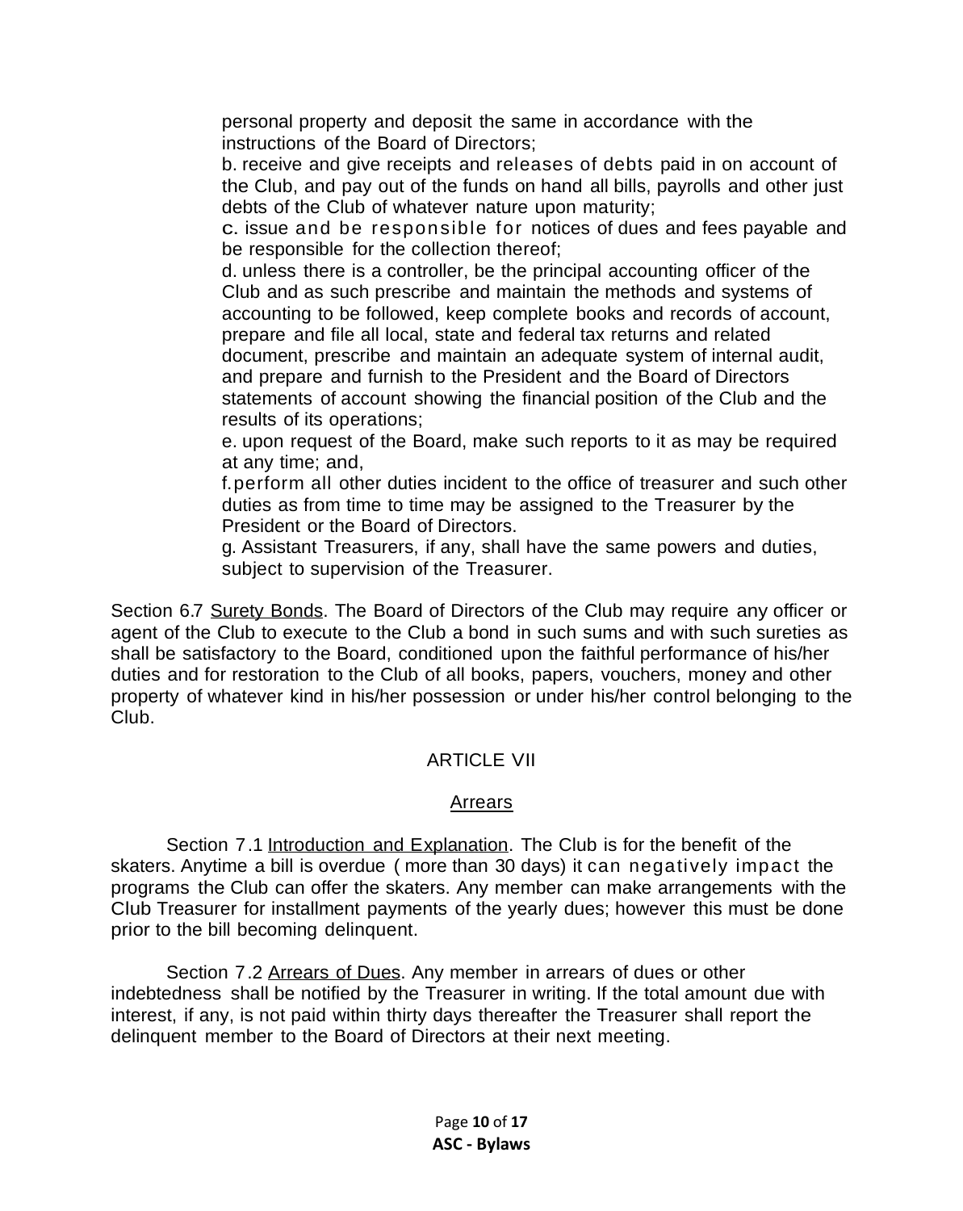personal property and deposit the same in accordance with the instructions of the Board of Directors;

b. receive and give receipts and releases of debts paid in on account of the Club, and pay out of the funds on hand all bills, payrolls and other just debts of the Club of whatever nature upon maturity;

c. issue and be responsible for notices of dues and fees payable and be responsible for the collection thereof;

d. unless there is a controller, be the principal accounting officer of the Club and as such prescribe and maintain the methods and systems of accounting to be followed, keep complete books and records of account, prepare and file all local, state and federal tax returns and related document, prescribe and maintain an adequate system of internal audit, and prepare and furnish to the President and the Board of Directors statements of account showing the financial position of the Club and the results of its operations;

e. upon request of the Board, make such reports to it as may be required at any time; and,

f. perform all other duties incident to the office of treasurer and such other duties as from time to time may be assigned to the Treasurer by the President or the Board of Directors.

g. Assistant Treasurers, if any, shall have the same powers and duties, subject to supervision of the Treasurer.

Section 6.7 Surety Bonds. The Board of Directors of the Club may require any officer or agent of the Club to execute to the Club a bond in such sums and with such sureties as shall be satisfactory to the Board, conditioned upon the faithful performance of his/her duties and for restoration to the Club of all books, papers, vouchers, money and other property of whatever kind in his/her possession or under his/her control belonging to the Club.

## ARTICLE VII

### Arrears

Section 7.1 Introduction and Explanation. The Club is for the benefit of the skaters. Anytime a bill is overdue ( more than 30 days) it can negatively impact the programs the Club can offer the skaters. Any member can make arrangements with the Club Treasurer for installment payments of the yearly dues; however this must be done prior to the bill becoming delinquent.

Section 7.2 Arrears of Dues. Any member in arrears of dues or other indebtedness shall be notified by the Treasurer in writing. If the total amount due with interest, if any, is not paid within thirty days thereafter the Treasurer shall report the delinquent member to the Board of Directors at their next meeting.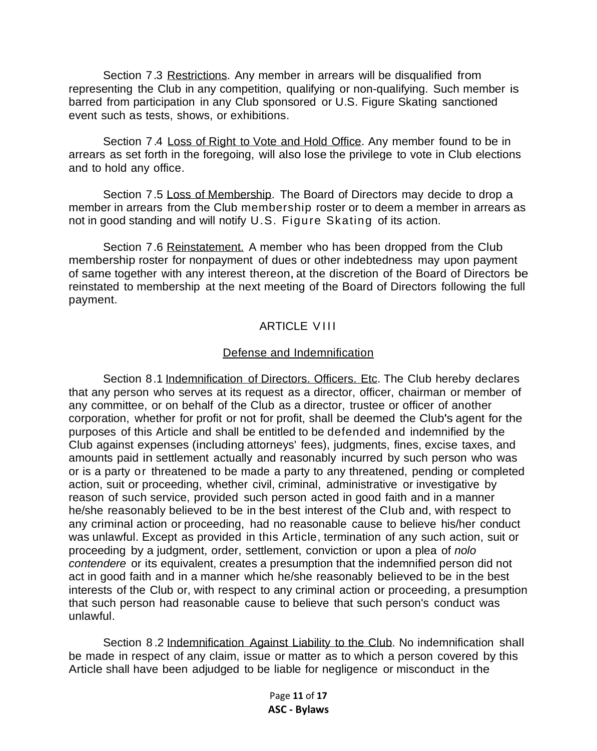Section 7.3 Restrictions. Any member in arrears will be disqualified from representing the Club in any competition, qualifying or non-qualifying. Such member is barred from participation in any Club sponsored or U.S. Figure Skating sanctioned event such as tests, shows, or exhibitions.

Section 7.4 Loss of Right to Vote and Hold Office. Any member found to be in arrears as set forth in the foregoing, will also lose the privilege to vote in Club elections and to hold any office.

Section 7.5 Loss of Membership. The Board of Directors may decide to drop a member in arrears from the Club membership roster or to deem a member in arrears as not in good standing and will notify U.S. Figure Skating of its action.

Section 7.6 Reinstatement. A member who has been dropped from the Club membership roster for nonpayment of dues or other indebtedness may upon payment of same together with any interest thereon, at the discretion of the Board of Directors be reinstated to membership at the next meeting of the Board of Directors following the full payment.

## ARTICLE VIII

### Defense and Indemnification

Section 8.1 Indemnification of Directors. Officers. Etc. The Club hereby declares that any person who serves at its request as a director, officer, chairman or member of any committee, or on behalf of the Club as a director, trustee or officer of another corporation, whether for profit or not for profit, shall be deemed the Club's agent for the purposes of this Article and shall be entitled to be defended and indemnified by the Club against expenses (including attorneys' fees), judgments, fines, excise taxes, and amounts paid in settlement actually and reasonably incurred by such person who was or is a party or threatened to be made a party to any threatened, pending or completed action, suit or proceeding, whether civil, criminal, administrative or investigative by reason of such service, provided such person acted in good faith and in a manner he/she reasonably believed to be in the best interest of the Club and, with respect to any criminal action or proceeding, had no reasonable cause to believe his/her conduct was unlawful. Except as provided in this Article, termination of any such action, suit or proceeding by a judgment, order, settlement, conviction or upon a plea of *nolo contendere* or its equivalent, creates a presumption that the indemnified person did not act in good faith and in a manner which he/she reasonably believed to be in the best interests of the Club or, with respect to any criminal action or proceeding, a presumption that such person had reasonable cause to believe that such person's conduct was unlawful.

Section 8.2 Indemnification Against Liability to the Club. No indemnification shall be made in respect of any claim, issue or matter as to which a person covered by this Article shall have been adjudged to be liable for negligence or misconduct in the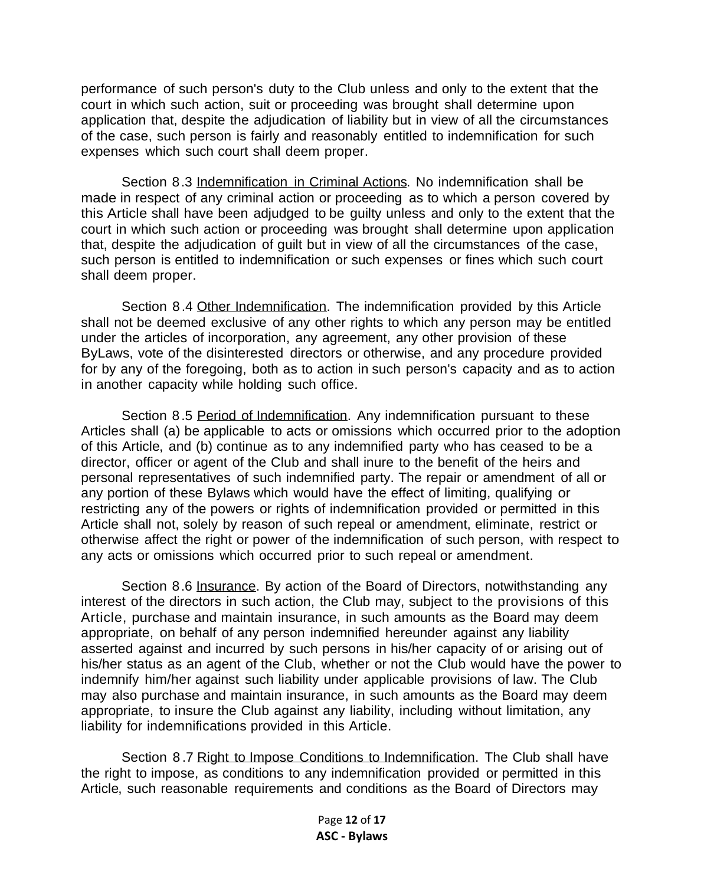performance of such person's duty to the Club unless and only to the extent that the court in which such action, suit or proceeding was brought shall determine upon application that, despite the adjudication of liability but in view of all the circumstances of the case, such person is fairly and reasonably entitled to indemnification for such expenses which such court shall deem proper.

Section 8.3 Indemnification in Criminal Actions. No indemnification shall be made in respect of any criminal action or proceeding as to which a person covered by this Article shall have been adjudged to be guilty unless and only to the extent that the court in which such action or proceeding was brought shall determine upon application that, despite the adjudication of guilt but in view of all the circumstances of the case, such person is entitled to indemnification or such expenses or fines which such court shall deem proper.

Section 8.4 Other Indemnification. The indemnification provided by this Article shall not be deemed exclusive of any other rights to which any person may be entitled under the articles of incorporation, any agreement, any other provision of these ByLaws, vote of the disinterested directors or otherwise, and any procedure provided for by any of the foregoing, both as to action in such person's capacity and as to action in another capacity while holding such office.

Section 8.5 Period of Indemnification. Any indemnification pursuant to these Articles shall (a) be applicable to acts or omissions which occurred prior to the adoption of this Article, and (b) continue as to any indemnified party who has ceased to be a director, officer or agent of the Club and shall inure to the benefit of the heirs and personal representatives of such indemnified party. The repair or amendment of all or any portion of these Bylaws which would have the effect of limiting, qualifying or restricting any of the powers or rights of indemnification provided or permitted in this Article shall not, solely by reason of such repeal or amendment, eliminate, restrict or otherwise affect the right or power of the indemnification of such person, with respect to any acts or omissions which occurred prior to such repeal or amendment.

Section 8.6 Insurance. By action of the Board of Directors, notwithstanding any interest of the directors in such action, the Club may, subject to the provisions of this Article, purchase and maintain insurance, in such amounts as the Board may deem appropriate, on behalf of any person indemnified hereunder against any liability asserted against and incurred by such persons in his/her capacity of or arising out of his/her status as an agent of the Club, whether or not the Club would have the power to indemnify him/her against such liability under applicable provisions of law. The Club may also purchase and maintain insurance, in such amounts as the Board may deem appropriate, to insure the Club against any liability, including without limitation, any liability for indemnifications provided in this Article.

Section 8.7 Right to Impose Conditions to Indemnification. The Club shall have the right to impose, as conditions to any indemnification provided or permitted in this Article, such reasonable requirements and conditions as the Board of Directors may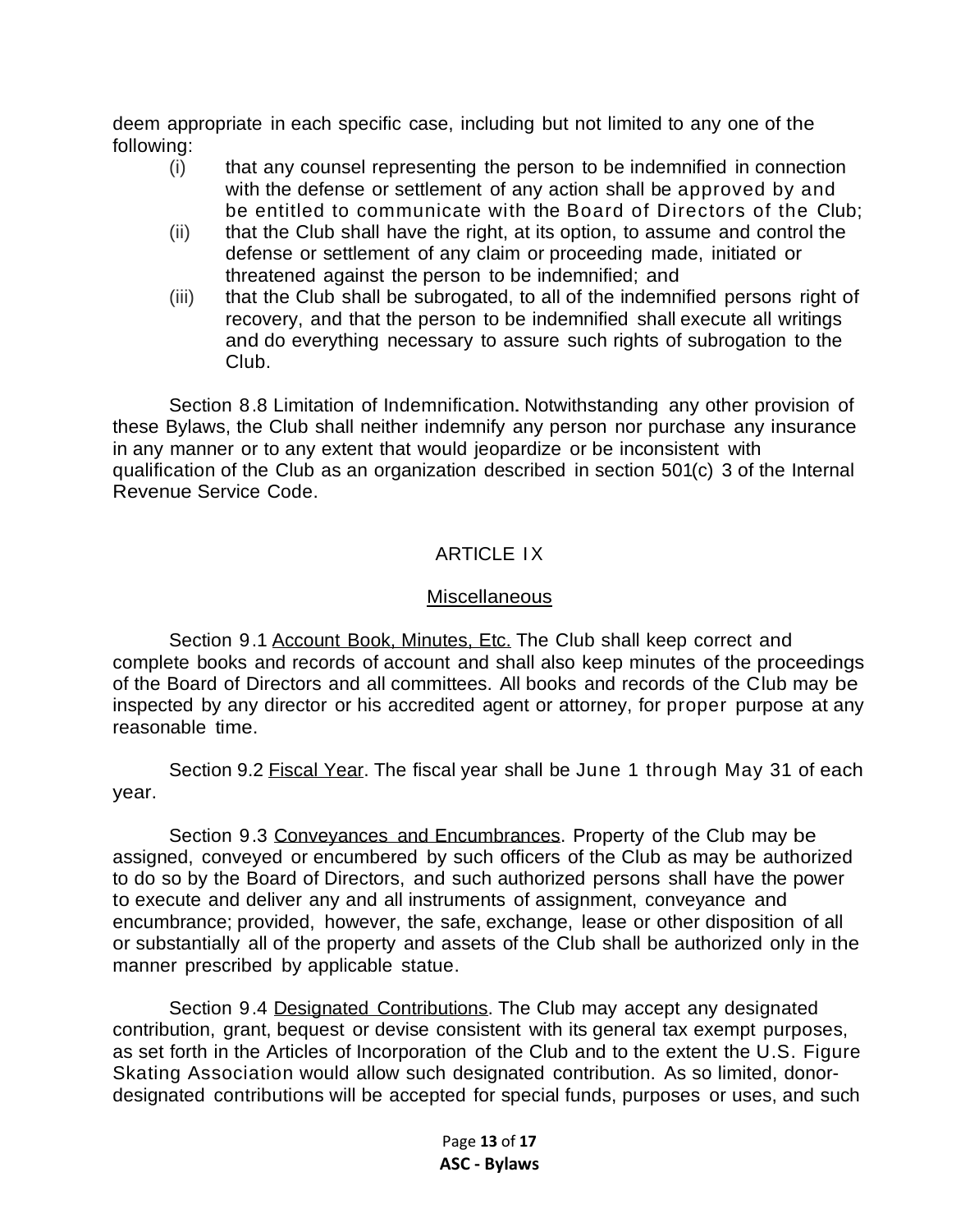deem appropriate in each specific case, including but not limited to any one of the following:

(i) that any counsel representing the person to be indemnified in connection with the defense or settlement of any action shall be approved by and be entitled to communicate with the Board of Directors of the Club;

(ii) that the Club shall have the right, at its option, to assume and control the defense or settlement of any claim or proceeding made, initiated or threatened against the person to be indemnified; and

(iii) that the Club shall be subrogated, to all of the indemnified persons right of recovery, and that the person to be indemnified shall execute all writings and do everything necessary to assure such rights of subrogation to the Club.

Section 8.8 Limitation of Indemnification. Notwithstanding any other provision of these Bylaws, the Club shall neither indemnify any person nor purchase any insurance in any manner or to any extent that would jeopardize or be inconsistent with qualification of the Club as an organization described in section 501(c) 3 of the Internal Revenue Service Code.

## ARTICLE IX

### Miscellaneous

Section 9.1 Account Book, Minutes, Etc. The Club shall keep correct and complete books and records of account and shall also keep minutes of the proceedings of the Board of Directors and all committees. All books and records of the Club may be inspected by any director or his accredited agent or attorney, for proper purpose at any reasonable time.

Section 9.2 Fiscal Year. The fiscal year shall be June 1 through May 31 of each year.

Section 9.3 Conveyances and Encumbrances. Property of the Club may be assigned, conveyed or encumbered by such officers of the Club as may be authorized to do so by the Board of Directors, and such authorized persons shall have the power to execute and deliver any and all instruments of assignment, conveyance and encumbrance; provided, however, the safe, exchange, lease or other disposition of all or substantially all of the property and assets of the Club shall be authorized only in the manner prescribed by applicable statue.

Section 9.4 Designated Contributions. The Club may accept any designated contribution, grant, bequest or devise consistent with its general tax exempt purposes, as set forth in the Articles of Incorporation of the Club and to the extent the U.S. Figure Skating Association would allow such designated contribution. As so limited, donor-designated contributions will be accepted for special funds, purposes or uses, and such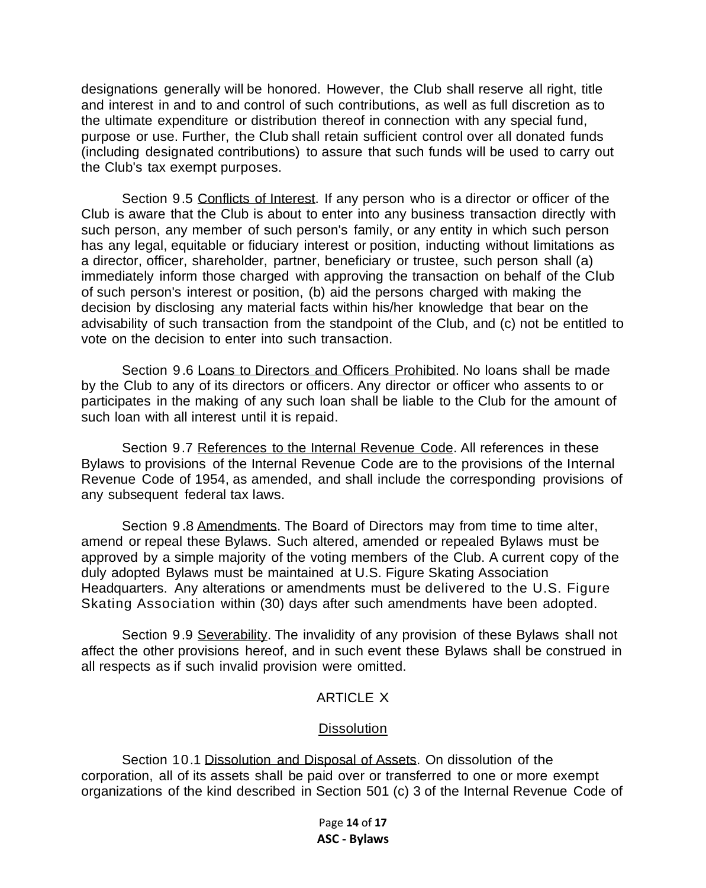designations generally will be honored. However, the Club shall reserve all right, title and interest in and to and control of such contributions, as well as full discretion as to the ultimate expenditure or distribution thereof in connection with any special fund, purpose or use. Further, the Club shall retain sufficient control over all donated funds (including designated contributions) to assure that such funds will be used to carry out the Club's tax exempt purposes.

Section 9.5 Conflicts of Interest. If any person who is a director or officer of the Club is aware that the Club is about to enter into any business transaction directly with such person, any member of such person's family, or any entity in which such person has any legal, equitable or fiduciary interest or position, inducting without limitations as a director, officer, shareholder, partner, beneficiary or trustee, such person shall (a) immediately inform those charged with approving the transaction on behalf of the Club of such person's interest or position, (b) aid the persons charged with making the decision by disclosing any material facts within his/her knowledge that bear on the advisability of such transaction from the standpoint of the Club, and (c) not be entitled to vote on the decision to enter into such transaction.

Section 9.6 Loans to Directors and Officers Prohibited. No loans shall be made by the Club to any of its directors or officers. Any director or officer who assents to or participates in the making of any such loan shall be liable to the Club for the amount of such loan with all interest until it is repaid.

Section 9.7 References to the Internal Revenue Code. All references in these Bylaws to provisions of the Internal Revenue Code are to the provisions of the Internal Revenue Code of 1954, as amended, and shall include the corresponding provisions of any subsequent federal tax laws.

Section 9.8 Amendments. The Board of Directors may from time to time alter, amend or repeal these Bylaws. Such altered, amended or repealed Bylaws must be approved by a simple majority of the voting members of the Club. A current copy of the duly adopted Bylaws must be maintained at U.S. Figure Skating Association Headquarters. Any alterations or amendments must be delivered to the U.S. Figure Skating Association within (30) days after such amendments have been adopted.

Section 9.9 Severability. The invalidity of any provision of these Bylaws shall not affect the other provisions hereof, and in such event these Bylaws shall be construed in all respects as if such invalid provision were omitted.

## ARTICLE X

## Dissolution

Section 10.1 Dissolution and Disposal of Assets. On dissolution of the corporation, all of its assets shall be paid over or transferred to one or more exempt organizations of the kind described in Section 501 (c) 3 of the Internal Revenue Code of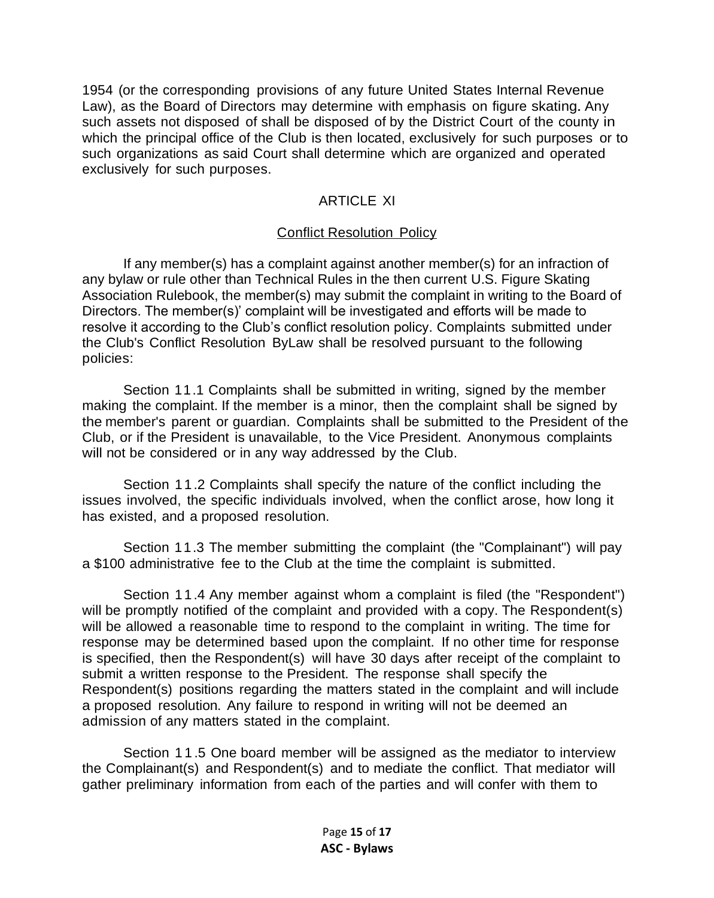1954 (or the corresponding provisions of any future United States Internal Revenue Law), as the Board of Directors may determine with emphasis on figure skating. Any such assets not disposed of shall be disposed of by the District Court of the county in which the principal office of the Club is then located, exclusively for such purposes or to such organizations as said Court shall determine which are organized and operated exclusively for such purposes.

## ARTICLE XI

### Conflict Resolution Policy

If any member(s) has a complaint against another member(s) for an infraction of any bylaw or rule other than Technical Rules in the then current U.S. Figure Skating Association Rulebook, the member(s) may submit the complaint in writing to the Board of Directors. The member(s)' complaint will be investigated and efforts will be made to resolve it according to the Club's conflict resolution policy. Complaints submitted under the Club's Conflict Resolution ByLaw shall be resolved pursuant to the following policies:

Section 11.1 Complaints shall be submitted in writing, signed by the member making the complaint. If the member is a minor, then the complaint shall be signed by the member's parent or guardian. Complaints shall be submitted to the President of the Club, or if the President is unavailable, to the Vice President. Anonymous complaints will not be considered or in any way addressed by the Club.

Section 11.2 Complaints shall specify the nature of the conflict including the issues involved, the specific individuals involved, when the conflict arose, how long it has existed, and a proposed resolution.

Section 11.3 The member submitting the complaint (the "Complainant") will pay a $100 administrative fee to the Club at the time the complaint is submitted.

Section 11.4 Any member against whom a complaint is filed (the "Respondent") will be promptly notified of the complaint and provided with a copy. The Respondent(s) will be allowed a reasonable time to respond to the complaint in writing. The time for response may be determined based upon the complaint. If no other time for response is specified, then the Respondent(s) will have 30 days after receipt of the complaint to submit a written response to the President. The response shall specify the Respondent(s) positions regarding the matters stated in the complaint and will include a proposed resolution. Any failure to respond in writing will not be deemed an admission of any matters stated in the complaint.

Section 11.5 One board member will be assigned as the mediator to interview the Complainant(s) and Respondent(s) and to mediate the conflict. That mediator will gather preliminary information from each of the parties and will confer with them to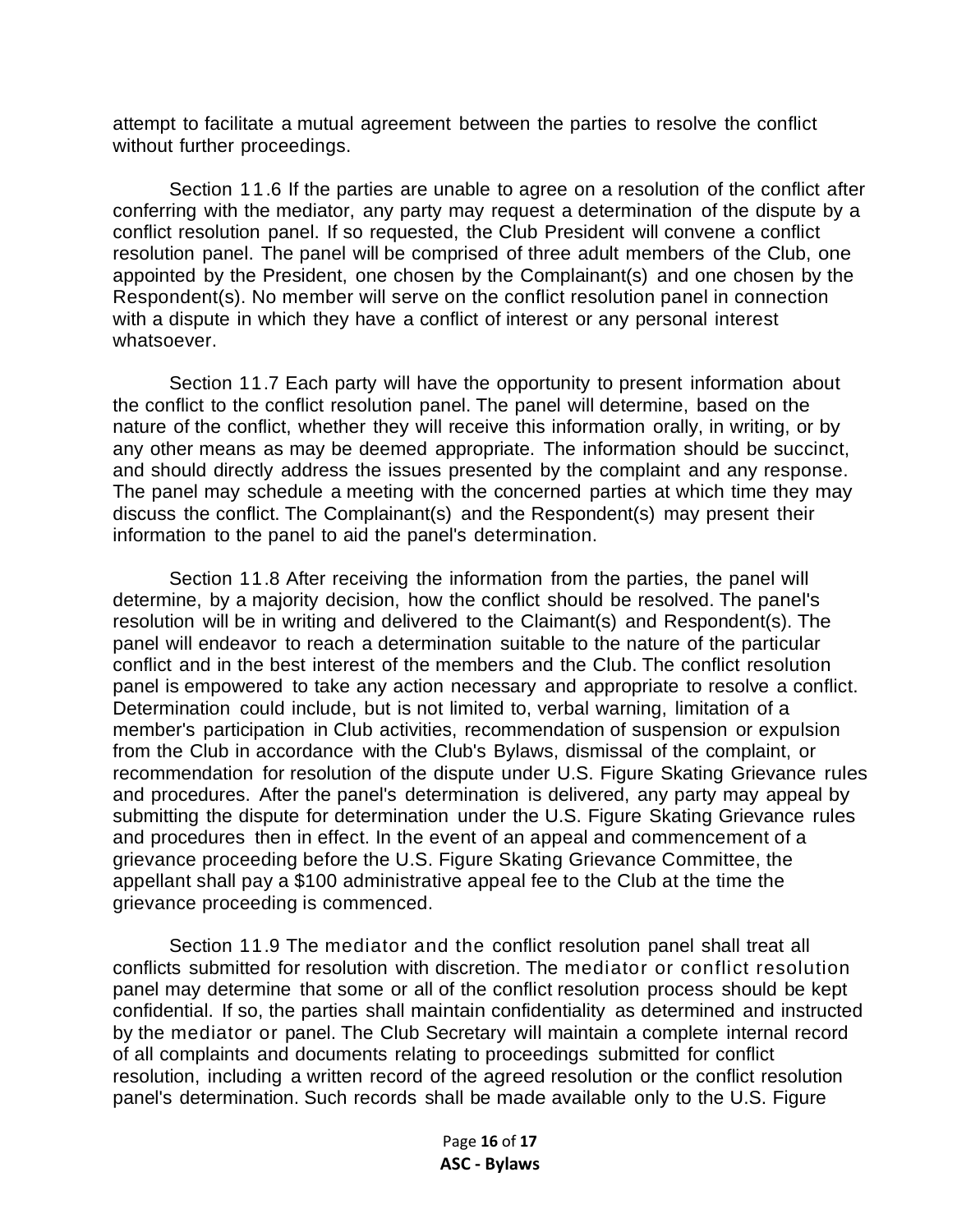attempt to facilitate a mutual agreement between the parties to resolve the conflict without further proceedings.

Section 11.6 If the parties are unable to agree on a resolution of the conflict after conferring with the mediator, any party may request a determination of the dispute by a conflict resolution panel. If so requested, the Club President will convene a conflict resolution panel. The panel will be comprised of three adult members of the Club, one appointed by the President, one chosen by the Complainant(s) and one chosen by the Respondent(s). No member will serve on the conflict resolution panel in connection with a dispute in which they have a conflict of interest or any personal interest whatsoever.

Section 11.7 Each party will have the opportunity to present information about the conflict to the conflict resolution panel. The panel will determine, based on the nature of the conflict, whether they will receive this information orally, in writing, or by any other means as may be deemed appropriate. The information should be succinct, and should directly address the issues presented by the complaint and any response. The panel may schedule a meeting with the concerned parties at which time they may discuss the conflict. The Complainant(s) and the Respondent(s) may present their information to the panel to aid the panel's determination.

Section 11.8 After receiving the information from the parties, the panel will determine, by a majority decision, how the conflict should be resolved. The panel's resolution will be in writing and delivered to the Claimant(s) and Respondent(s). The panel will endeavor to reach a determination suitable to the nature of the particular conflict and in the best interest of the members and the Club. The conflict resolution panel is empowered to take any action necessary and appropriate to resolve a conflict. Determination could include, but is not limited to, verbal warning, limitation of a member's participation in Club activities, recommendation of suspension or expulsion from the Club in accordance with the Club's Bylaws, dismissal of the complaint, or recommendation for resolution of the dispute under U.S. Figure Skating Grievance rules and procedures. After the panel's determination is delivered, any party may appeal by submitting the dispute for determination under the U.S. Figure Skating Grievance rules and procedures then in effect. In the event of an appeal and commencement of a grievance proceeding before the U.S. Figure Skating Grievance Committee, the appellant shall pay a $100 administrative appeal fee to the Club at the time the grievance proceeding is commenced.

Section 11.9 The mediator and the conflict resolution panel shall treat all conflicts submitted for resolution with discretion. The mediator or conflict resolution panel may determine that some or all of the conflict resolution process should be kept confidential. If so, the parties shall maintain confidentiality as determined and instructed by the mediator or panel. The Club Secretary will maintain a complete internal record of all complaints and documents relating to proceedings submitted for conflict resolution, including a written record of the agreed resolution or the conflict resolution panel's determination. Such records shall be made available only to the U.S. Figure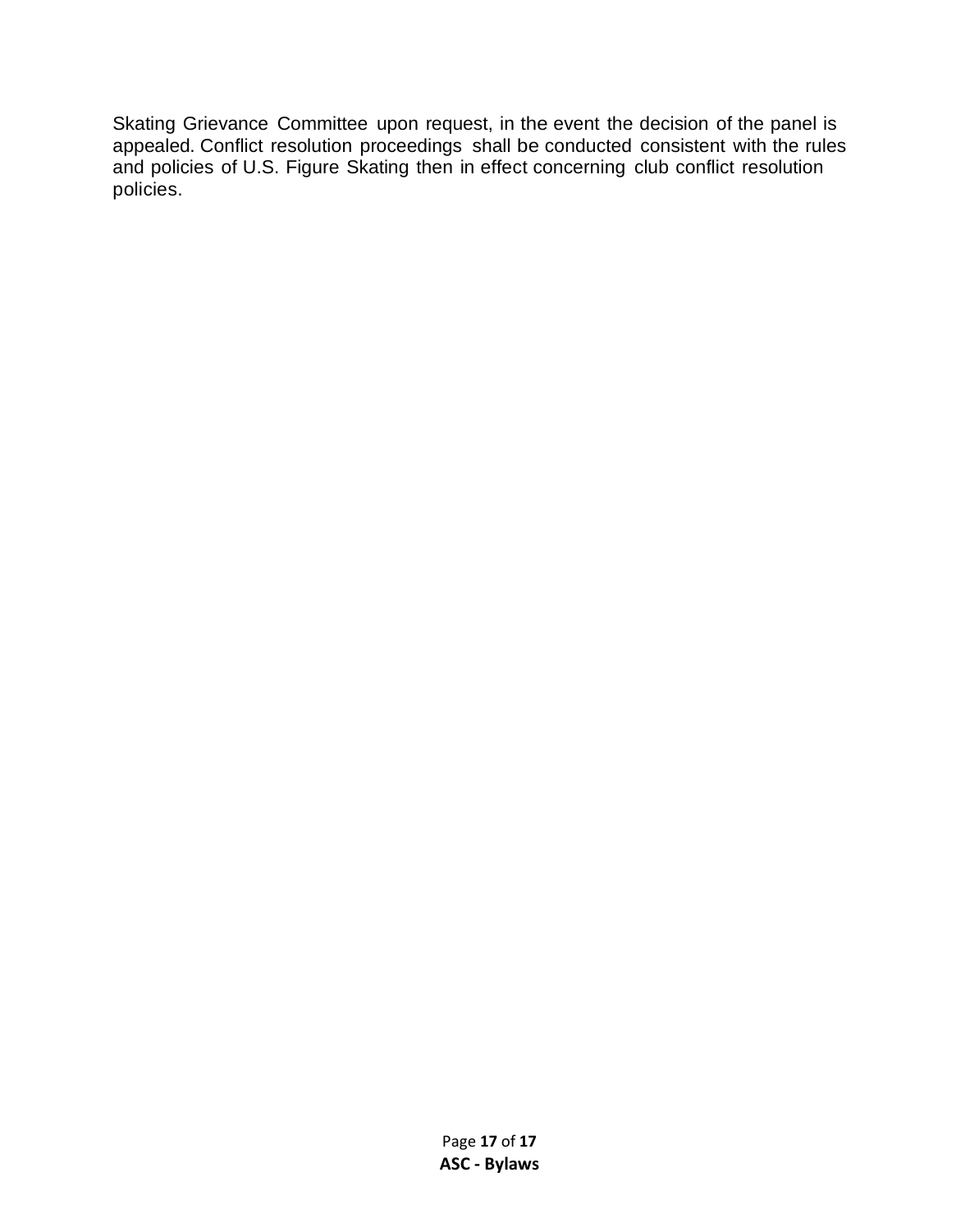Skating Grievance Committee upon request, in the event the decision of the panel is appealed. Conflict resolution proceedings shall be conducted consistent with the rules and policies of U.S. Figure Skating then in effect concerning club conflict resolution policies.